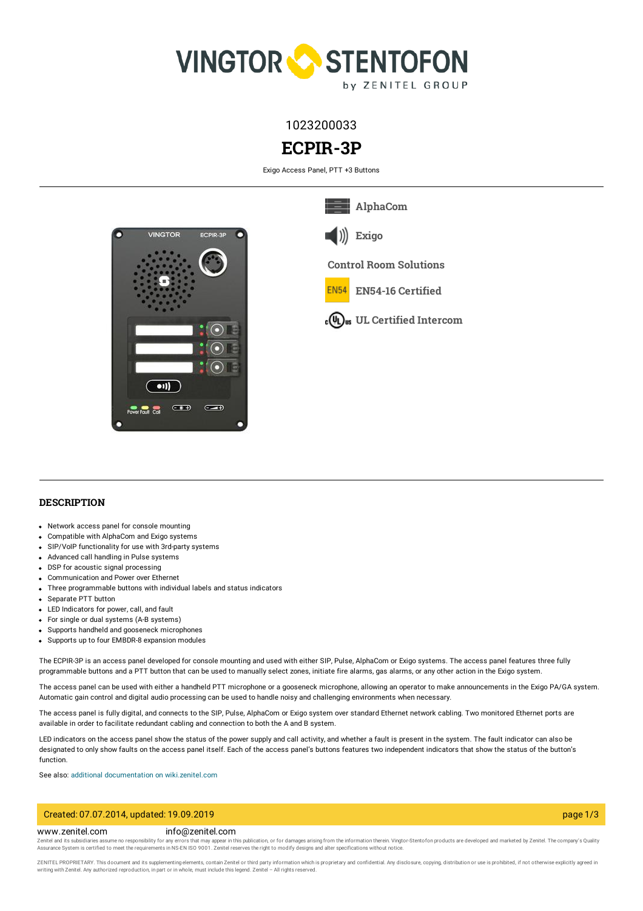1023200033

# ECPIR-3P

Exigo Access Panel, PTT +3 Buttons

AlphaCom

Exigo

Control Room Solutions

EN54-16 Certified

UL Certified Intercom

## DESCRIPTION

- Network access panel for console mounting
- Compatible with AlphaCom and Exigo systems
- SIP/VoIP functionality for use with 3rd-party systems
- Advanced call handling in Pulse systems
- DSP for acoustic signal processing
- Communication and Power over Ethernet
- Three programmable buttons with individual labels and status indicators
- Separate PTT button
- LED Indicators for power, call, and fault
- For single or dual systems (A-B systems)
- Supports handheld and gooseneck microphones
- Supports up to four EMBDR-8 expansion modules

The ECPIR-3P is an access panel developed for console mounting and used with either SIP, Pulse, AlphaCom or Exigo systems. The access panel features three fully programmable buttons and a PTT button that can be used to manually select zones, initiate fire alarms, gas alarms, or any other action in the Exigo system.

The access panel can be used with either a handheld PTT microphone or a gooseneck microphone, allowing an operator to make announcements in the Exigo PA/GA system. Automatic gain control and digital audio processing can be used to handle noisy and challenging environments when necessary.

The access panel is fully digital, and connects to the SIP, Pulse, AlphaCom or Exigo system over standard Ethernet network cabling. Two monitored Ethernet ports are available in order to facilitate redundant cabling and connection to both the A and B system.

LED indicators on the access panel show the status of the power supply and call activity, and whether a fault is present in the system. The fault indicator can also be designated to only show faults on the access panel itself. Each of the access panel's buttons features two independent indicators that show the status of the button's function.

See also: additional documentation on wiki.zenitel.com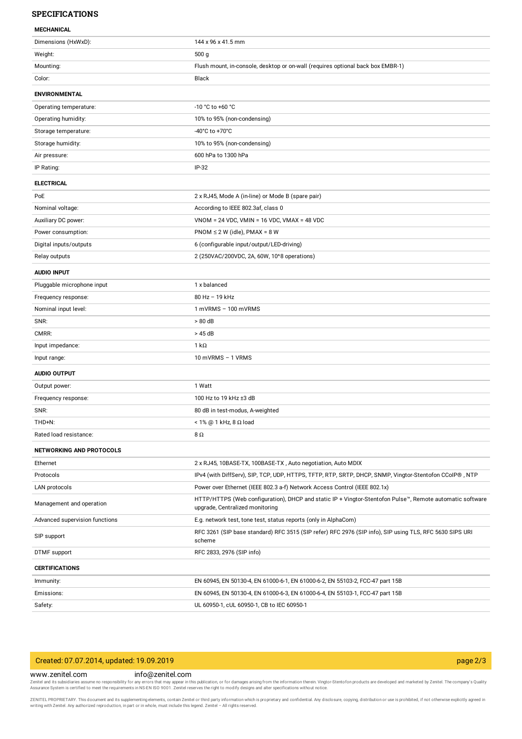## SPECIFICATIONS

| **MECHANICAL** | |
|---|---|
| Dimensions (HxWxD): | 144 x 96 x 41.5 mm |
| Weight: | 500 g |
| Mounting: | Flush mount, in-console, desktop or on-wall (requires optional back box EMBR-1) |
| Color: | Black |
| **ENVIRONMENTAL** | |
| Operating temperature: | -10 °C to +60 °C |
| Operating humidity: | 10% to 95% (non-condensing) |
| Storage temperature: | -40°C to +70°C |
| Storage humidity: | 10% to 95% (non-condensing) |
| Air pressure: | 600 hPa to 1300 hPa |
| IP Rating: | IP-32 |
| **ELECTRICAL** | |
| PoE | 2 x RJ45, Mode A (in-line) or Mode B (spare pair) |
| Nominal voltage: | According to IEEE 802.3af, class 0 |
| Auxiliary DC power: | VNOM = 24 VDC, VMIN = 16 VDC, VMAX = 48 VDC |
| Power consumption: | PNOM ≤ 2 W (idle), PMAX = 8 W |
| Digital inputs/outputs | 6 (configurable input/output/LED-driving) |
| Relay outputs | 2 (250VAC/200VDC, 2A, 60W, 10^8 operations) |
| **AUDIO INPUT** | |
| Pluggable microphone input | 1 x balanced |
| Frequency response: | 80 Hz – 19 kHz |
| Nominal input level: | 1 mVRMS – 100 mVRMS |
| SNR: | > 80 dB |
| CMRR: | > 45 dB |
| Input impedance: | 1 kΩ |
| Input range: | 10 mVRMS – 1 VRMS |
| **AUDIO OUTPUT** | |
| Output power: | 1 Watt |
| Frequency response: | 100 Hz to 19 kHz ±3 dB |
| SNR: | 80 dB in test-modus, A-weighted |
| THD+N: | < 1% @ 1 kHz, 8 Ω load |
| Rated load resistance: | 8 Ω |
| **NETWORKING AND PROTOCOLS** | |
| Ethernet | 2 x RJ45, 10BASE-TX, 100BASE-TX , Auto negotiation, Auto MDIX |
| Protocols | IPv4 (with DiffServ), SIP, TCP, UDP, HTTPS, TFTP, RTP, SRTP, DHCP, SNMP, Vingtor-Stentofon CCoIP® , NTP |
| LAN protocols | Power over Ethernet (IEEE 802.3 a-f) Network Access Control (IEEE 802.1x) |
| Management and operation | HTTP/HTTPS (Web configuration), DHCP and static IP + Vingtor-Stentofon Pulse™, Remote automatic software upgrade, Centralized monitoring |
| Advanced supervision functions | E.g. network test, tone test, status reports (only in AlphaCom) |
| SIP support | RFC 3261 (SIP base standard) RFC 3515 (SIP refer) RFC 2976 (SIP info), SIP using TLS, RFC 5630 SIPS URI scheme |
| DTMF support | RFC 2833, 2976 (SIP info) |
| **CERTIFICATIONS** | |
| Immunity: | EN 60945, EN 50130-4, EN 61000-6-1, EN 61000-6-2, EN 55103-2, FCC-47 part 15B |
| Emissions: | EN 60945, EN 50130-4, EN 61000-6-3, EN 61000-6-4, EN 55103-1, FCC-47 part 15B |
| Safety: | UL 60950-1, cUL 60950-1, CB to IEC 60950-1 |

Created: 07.07.2014, updated: 19.09.2019

www.zenitel.com info@zenitel.com

Zenitel and its subsidiaries assume no responsibility for any errors that may appear in this publication, or for damages arising from the information therein. Vingtor-Stentofon products are developed and marketed by Zenitel. The company's Quality Assurance System is certified to meet the requirements in NS-EN ISO 9001. Zenitel reserves the right to modify designs and alter specifications without notice.

ZENITEL PROPRIETARY. This document and its supplementing elements, contain Zenitel or third party information which is proprietary and confidential. Any disclosure, copying, distribution or use is prohibited, if not otherwise explicitly agreed in writing with Zenitel. Any authorized reproduction, in part or in whole, must include this legend. Zenitel – All rights reserved.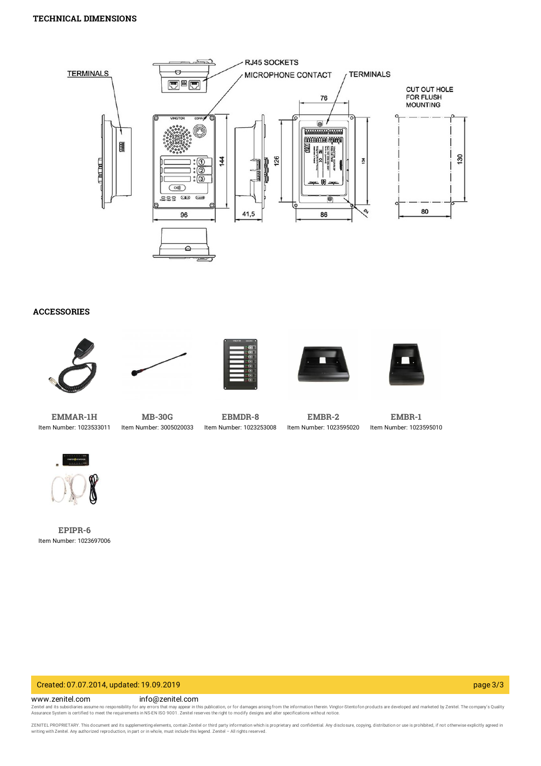## TECHNICAL DIMENSIONS

TERMINALS
RJ45 SOCKETS
MICROPHONE CONTACT
TERMINALS
CUT OUT HOLE FOR FLUSH MOUNTING
76
144
126
134
130
96
41,5
86
80

## ACCESSORIES

**EMMAR-1H**
Item Number: 1023533011

**MB-30G**
Item Number: 3005020033

**EBMDR-8**
Item Number: 1023253008

**EMBR-2**
Item Number: 1023595020

**EMBR-1**
Item Number: 1023595010

**EPIPR-6**
Item Number: 1023697006

Created: 07.07.2014, updated: 19.09.2019

www.zenitel.com info@zenitel.com

Zenitel and its subsidiaries assume no responsibility for any errors that may appear in this publication, or for damages arising from the information therein. Vingtor-Stentofon products are developed and marketed by Zenitel. The company's Quality Assurance System is certified to meet the requirements in NS-EN ISO 9001. Zenitel reserves the right to modify designs and alter specifications without notice.

ZENITEL PROPRIETARY. This document and its supplementing elements, contain Zenitel or third party information which is proprietary and confidential. Any disclosure, copying, distribution or use is prohibited, if not otherwise explicitly agreed in writing with Zenitel. Any authorized reproduction, in part or in whole, must include this legend. Zenitel – All rights reserved.